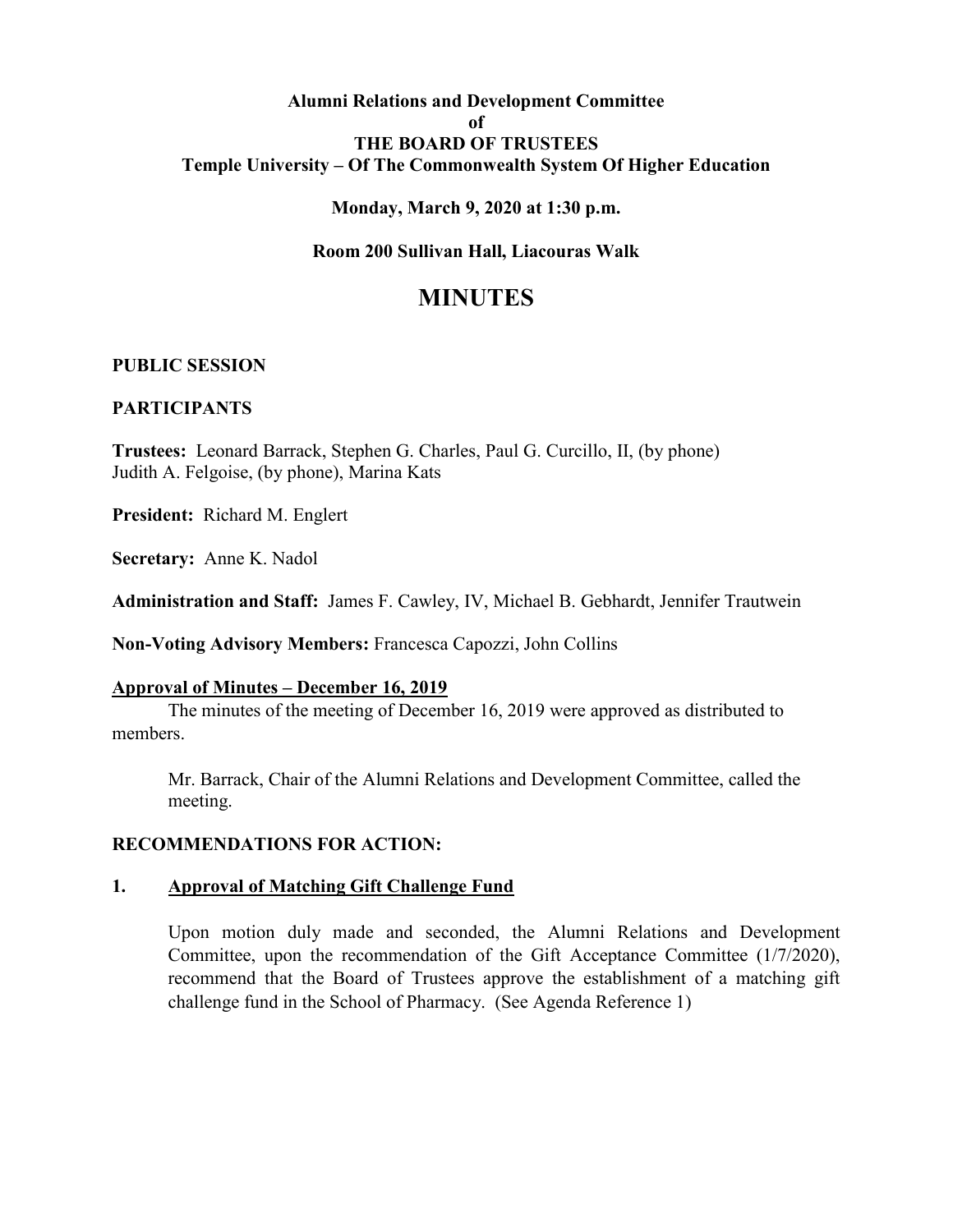**Alumni Relations and Development Committee**
**of**
**THE BOARD OF TRUSTEES**
**Temple University – Of The Commonwealth System Of Higher Education**

**Monday, March 9, 2020 at 1:30 p.m.**

**Room 200 Sullivan Hall, Liacouras Walk**

# MINUTES

**PUBLIC SESSION**

**PARTICIPANTS**

**Trustees:** Leonard Barrack, Stephen G. Charles, Paul G. Curcillo, II, (by phone) Judith A. Felgoise, (by phone), Marina Kats

**President:** Richard M. Englert

**Secretary:** Anne K. Nadol

**Administration and Staff:** James F. Cawley, IV, Michael B. Gebhardt, Jennifer Trautwein

**Non-Voting Advisory Members:** Francesca Capozzi, John Collins

**Approval of Minutes – December 16, 2019**

The minutes of the meeting of December 16, 2019 were approved as distributed to members.

Mr. Barrack, Chair of the Alumni Relations and Development Committee, called the meeting.

**RECOMMENDATIONS FOR ACTION:**

**1. Approval of Matching Gift Challenge Fund**

Upon motion duly made and seconded, the Alumni Relations and Development Committee, upon the recommendation of the Gift Acceptance Committee (1/7/2020), recommend that the Board of Trustees approve the establishment of a matching gift challenge fund in the School of Pharmacy. (See Agenda Reference 1)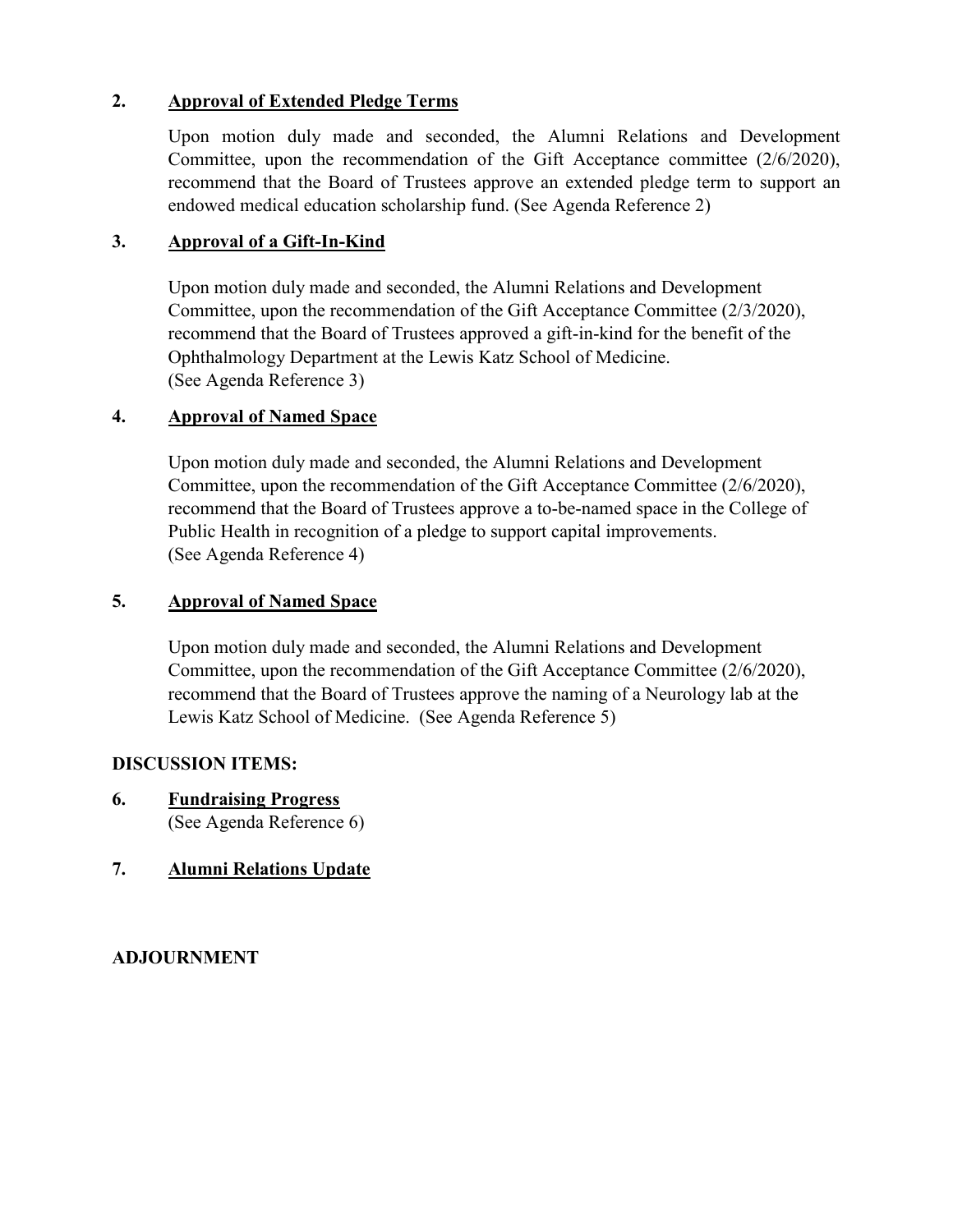**2. Approval of Extended Pledge Terms**

Upon motion duly made and seconded, the Alumni Relations and Development Committee, upon the recommendation of the Gift Acceptance committee (2/6/2020), recommend that the Board of Trustees approve an extended pledge term to support an endowed medical education scholarship fund. (See Agenda Reference 2)

**3. Approval of a Gift-In-Kind**

Upon motion duly made and seconded, the Alumni Relations and Development Committee, upon the recommendation of the Gift Acceptance Committee (2/3/2020), recommend that the Board of Trustees approved a gift-in-kind for the benefit of the Ophthalmology Department at the Lewis Katz School of Medicine. (See Agenda Reference 3)

**4. Approval of Named Space**

Upon motion duly made and seconded, the Alumni Relations and Development Committee, upon the recommendation of the Gift Acceptance Committee (2/6/2020), recommend that the Board of Trustees approve a to-be-named space in the College of Public Health in recognition of a pledge to support capital improvements. (See Agenda Reference 4)

**5. Approval of Named Space**

Upon motion duly made and seconded, the Alumni Relations and Development Committee, upon the recommendation of the Gift Acceptance Committee (2/6/2020), recommend that the Board of Trustees approve the naming of a Neurology lab at the Lewis Katz School of Medicine. (See Agenda Reference 5)

**DISCUSSION ITEMS:**

**6. Fundraising Progress**
(See Agenda Reference 6)

**7. Alumni Relations Update**

**ADJOURNMENT**